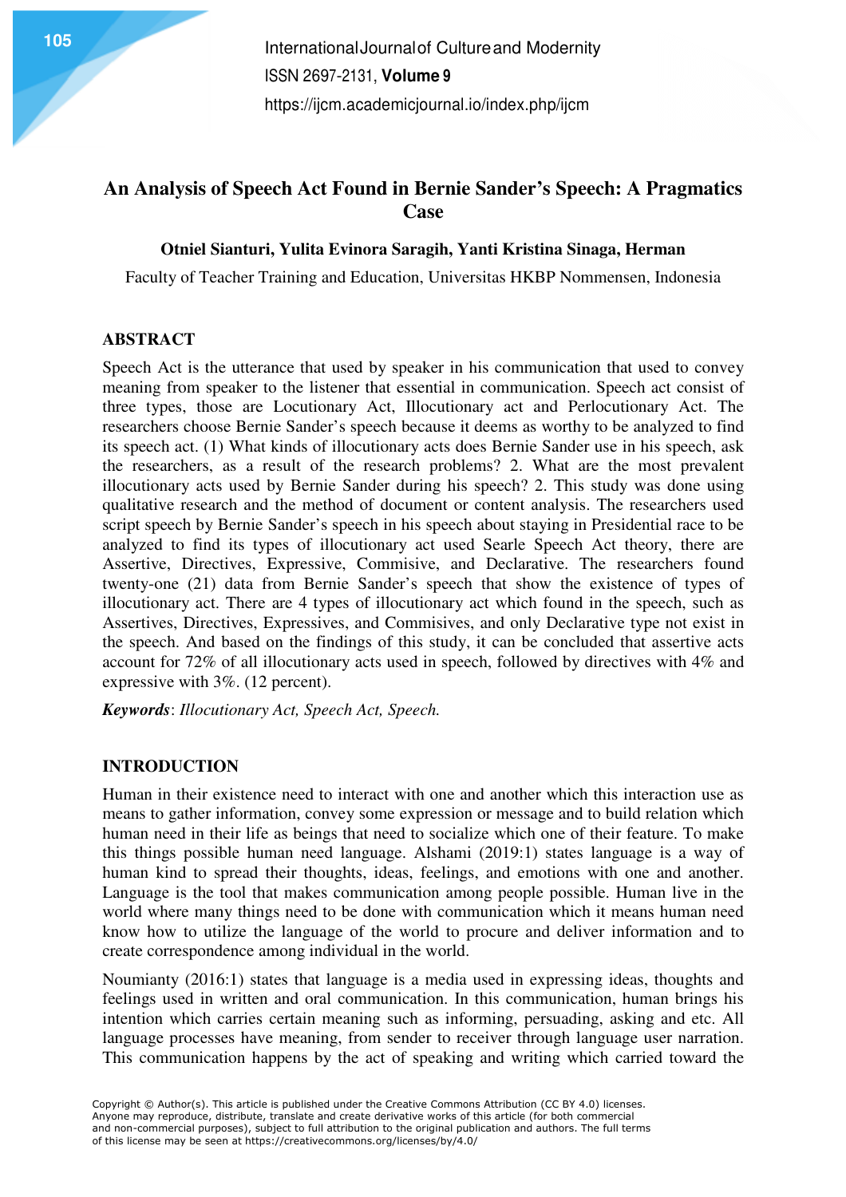# An Analysis of Speech Act Found in Bernie Sander's Speech: A Pragmatics Case

**Otniel Sianturi, Yulita Evinora Saragih, Yanti Kristina Sinaga, Herman**

Faculty of Teacher Training and Education, Universitas HKBP Nommensen, Indonesia

## ABSTRACT

Speech Act is the utterance that used by speaker in his communication that used to convey meaning from speaker to the listener that essential in communication. Speech act consist of three types, those are Locutionary Act, Illocutionary act and Perlocutionary Act. The researchers choose Bernie Sander's speech because it deems as worthy to be analyzed to find its speech act. (1) What kinds of illocutionary acts does Bernie Sander use in his speech, ask the researchers, as a result of the research problems? 2. What are the most prevalent illocutionary acts used by Bernie Sander during his speech? 2. This study was done using qualitative research and the method of document or content analysis. The researchers used script speech by Bernie Sander's speech in his speech about staying in Presidential race to be analyzed to find its types of illocutionary act used Searle Speech Act theory, there are Assertive, Directives, Expressive, Commisive, and Declarative. The researchers found twenty-one (21) data from Bernie Sander's speech that show the existence of types of illocutionary act. There are 4 types of illocutionary act which found in the speech, such as Assertives, Directives, Expressives, and Commisives, and only Declarative type not exist in the speech. And based on the findings of this study, it can be concluded that assertive acts account for 72% of all illocutionary acts used in speech, followed by directives with 4% and expressive with 3%. (12 percent).

***Keywords***: *Illocutionary Act, Speech Act, Speech.*

## INTRODUCTION

Human in their existence need to interact with one and another which this interaction use as means to gather information, convey some expression or message and to build relation which human need in their life as beings that need to socialize which one of their feature. To make this things possible human need language. Alshami (2019:1) states language is a way of human kind to spread their thoughts, ideas, feelings, and emotions with one and another. Language is the tool that makes communication among people possible. Human live in the world where many things need to be done with communication which it means human need know how to utilize the language of the world to procure and deliver information and to create correspondence among individual in the world.

Noumianty (2016:1) states that language is a media used in expressing ideas, thoughts and feelings used in written and oral communication. In this communication, human brings his intention which carries certain meaning such as informing, persuading, asking and etc. All language processes have meaning, from sender to receiver through language user narration. This communication happens by the act of speaking and writing which carried toward the

Copyright © Author(s). This article is published under the Creative Commons Attribution (CC BY 4.0) licenses. Anyone may reproduce, distribute, translate and create derivative works of this article (for both commercial and non-commercial purposes), subject to full attribution to the original publication and authors. The full terms of this license may be seen at https://creativecommons.org/licenses/by/4.0/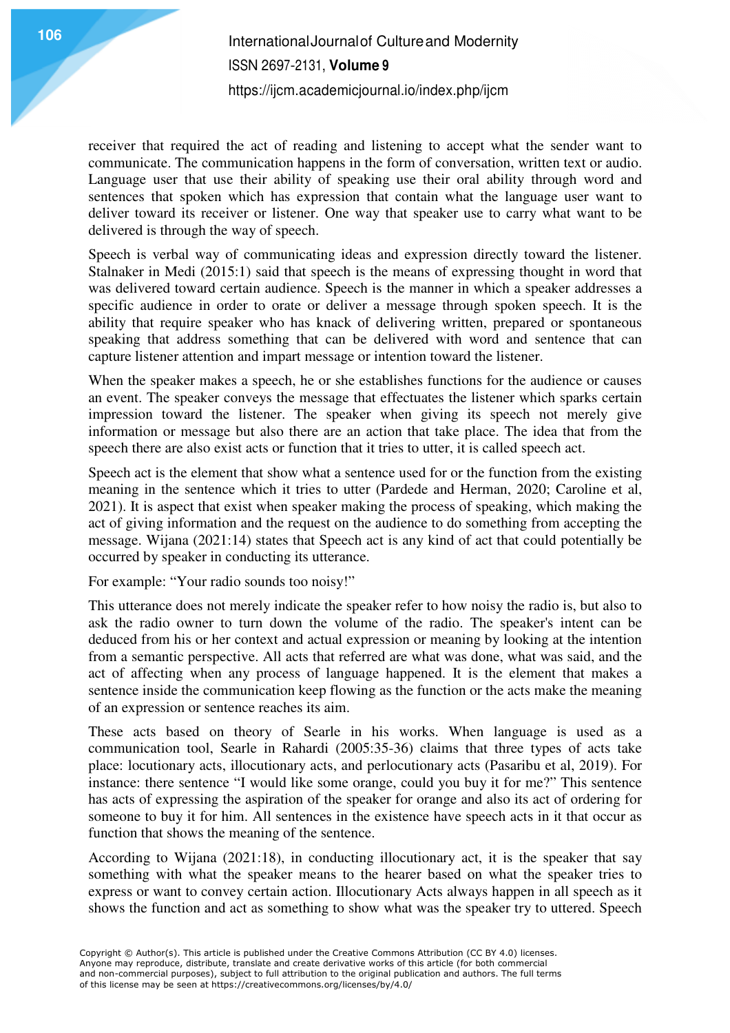receiver that required the act of reading and listening to accept what the sender want to communicate. The communication happens in the form of conversation, written text or audio. Language user that use their ability of speaking use their oral ability through word and sentences that spoken which has expression that contain what the language user want to deliver toward its receiver or listener. One way that speaker use to carry what want to be delivered is through the way of speech.

Speech is verbal way of communicating ideas and expression directly toward the listener. Stalnaker in Medi (2015:1) said that speech is the means of expressing thought in word that was delivered toward certain audience. Speech is the manner in which a speaker addresses a specific audience in order to orate or deliver a message through spoken speech. It is the ability that require speaker who has knack of delivering written, prepared or spontaneous speaking that address something that can be delivered with word and sentence that can capture listener attention and impart message or intention toward the listener.

When the speaker makes a speech, he or she establishes functions for the audience or causes an event. The speaker conveys the message that effectuates the listener which sparks certain impression toward the listener. The speaker when giving its speech not merely give information or message but also there are an action that take place. The idea that from the speech there are also exist acts or function that it tries to utter, it is called speech act.

Speech act is the element that show what a sentence used for or the function from the existing meaning in the sentence which it tries to utter (Pardede and Herman, 2020; Caroline et al, 2021). It is aspect that exist when speaker making the process of speaking, which making the act of giving information and the request on the audience to do something from accepting the message. Wijana (2021:14) states that Speech act is any kind of act that could potentially be occurred by speaker in conducting its utterance.

For example: "Your radio sounds too noisy!"

This utterance does not merely indicate the speaker refer to how noisy the radio is, but also to ask the radio owner to turn down the volume of the radio. The speaker's intent can be deduced from his or her context and actual expression or meaning by looking at the intention from a semantic perspective. All acts that referred are what was done, what was said, and the act of affecting when any process of language happened. It is the element that makes a sentence inside the communication keep flowing as the function or the acts make the meaning of an expression or sentence reaches its aim.

These acts based on theory of Searle in his works. When language is used as a communication tool, Searle in Rahardi (2005:35-36) claims that three types of acts take place: locutionary acts, illocutionary acts, and perlocutionary acts (Pasaribu et al, 2019). For instance: there sentence "I would like some orange, could you buy it for me?" This sentence has acts of expressing the aspiration of the speaker for orange and also its act of ordering for someone to buy it for him. All sentences in the existence have speech acts in it that occur as function that shows the meaning of the sentence.

According to Wijana (2021:18), in conducting illocutionary act, it is the speaker that say something with what the speaker means to the hearer based on what the speaker tries to express or want to convey certain action. Illocutionary Acts always happen in all speech as it shows the function and act as something to show what was the speaker try to uttered. Speech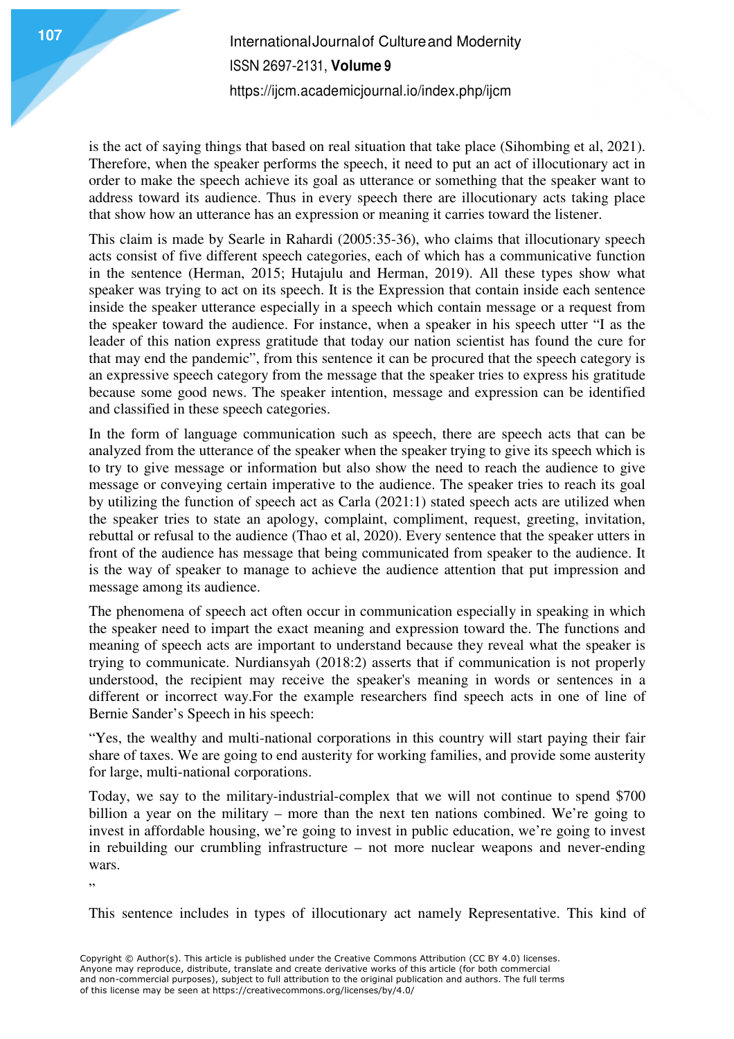is the act of saying things that based on real situation that take place (Sihombing et al, 2021). Therefore, when the speaker performs the speech, it need to put an act of illocutionary act in order to make the speech achieve its goal as utterance or something that the speaker want to address toward its audience. Thus in every speech there are illocutionary acts taking place that show how an utterance has an expression or meaning it carries toward the listener.

This claim is made by Searle in Rahardi (2005:35-36), who claims that illocutionary speech acts consist of five different speech categories, each of which has a communicative function in the sentence (Herman, 2015; Hutajulu and Herman, 2019). All these types show what speaker was trying to act on its speech. It is the Expression that contain inside each sentence inside the speaker utterance especially in a speech which contain message or a request from the speaker toward the audience. For instance, when a speaker in his speech utter "I as the leader of this nation express gratitude that today our nation scientist has found the cure for that may end the pandemic", from this sentence it can be procured that the speech category is an expressive speech category from the message that the speaker tries to express his gratitude because some good news. The speaker intention, message and expression can be identified and classified in these speech categories.

In the form of language communication such as speech, there are speech acts that can be analyzed from the utterance of the speaker when the speaker trying to give its speech which is to try to give message or information but also show the need to reach the audience to give message or conveying certain imperative to the audience. The speaker tries to reach its goal by utilizing the function of speech act as Carla (2021:1) stated speech acts are utilized when the speaker tries to state an apology, complaint, compliment, request, greeting, invitation, rebuttal or refusal to the audience (Thao et al, 2020). Every sentence that the speaker utters in front of the audience has message that being communicated from speaker to the audience. It is the way of speaker to manage to achieve the audience attention that put impression and message among its audience.

The phenomena of speech act often occur in communication especially in speaking in which the speaker need to impart the exact meaning and expression toward the. The functions and meaning of speech acts are important to understand because they reveal what the speaker is trying to communicate. Nurdiansyah (2018:2) asserts that if communication is not properly understood, the recipient may receive the speaker's meaning in words or sentences in a different or incorrect way.For the example researchers find speech acts in one of line of Bernie Sander's Speech in his speech:

"Yes, the wealthy and multi-national corporations in this country will start paying their fair share of taxes. We are going to end austerity for working families, and provide some austerity for large, multi-national corporations.

Today, we say to the military-industrial-complex that we will not continue to spend $700 billion a year on the military – more than the next ten nations combined. We're going to invest in affordable housing, we're going to invest in public education, we're going to invest in rebuilding our crumbling infrastructure – not more nuclear weapons and never-ending wars.

"

This sentence includes in types of illocutionary act namely Representative. This kind of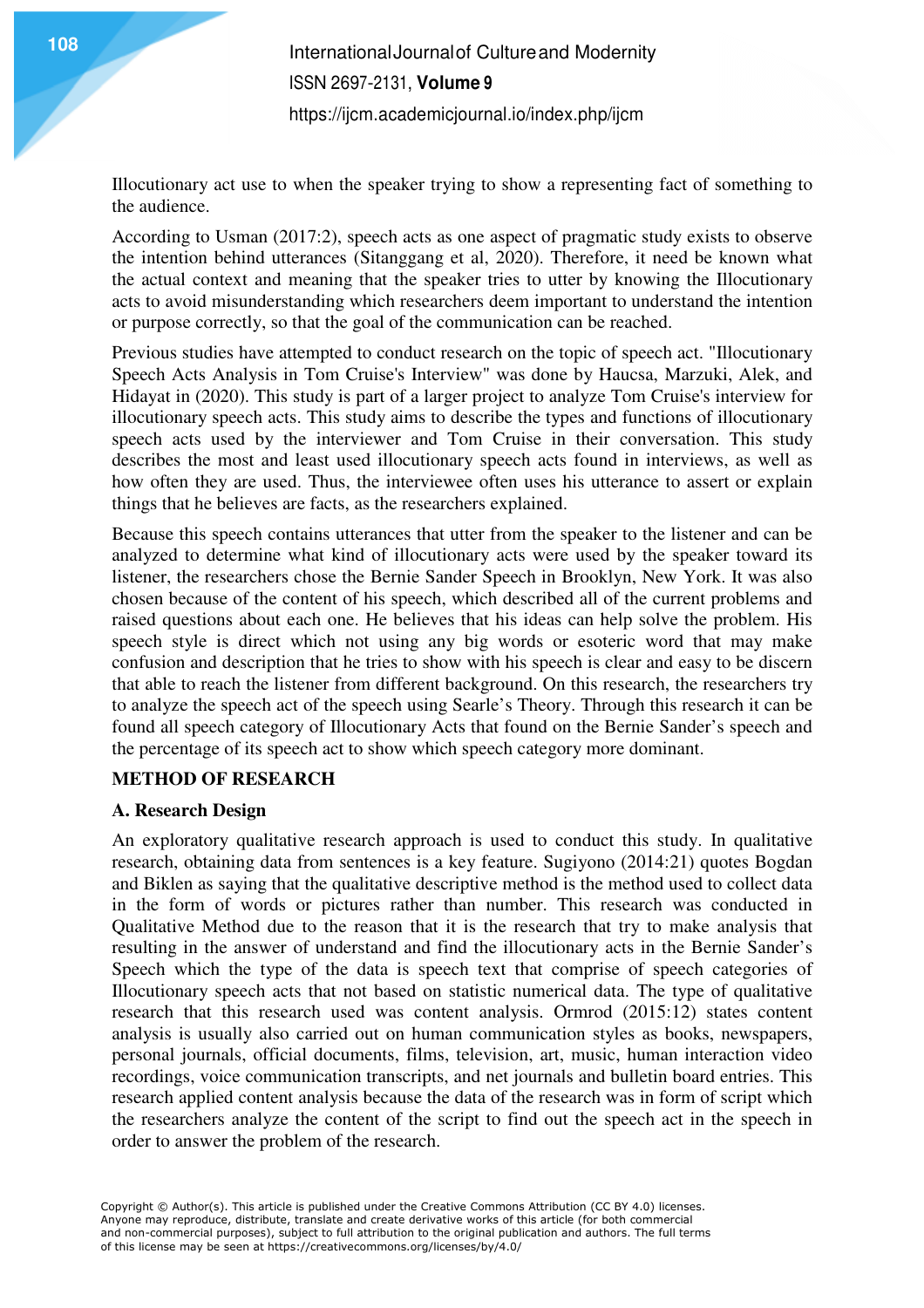Illocutionary act use to when the speaker trying to show a representing fact of something to the audience.

According to Usman (2017:2), speech acts as one aspect of pragmatic study exists to observe the intention behind utterances (Sitanggang et al, 2020). Therefore, it need be known what the actual context and meaning that the speaker tries to utter by knowing the Illocutionary acts to avoid misunderstanding which researchers deem important to understand the intention or purpose correctly, so that the goal of the communication can be reached.

Previous studies have attempted to conduct research on the topic of speech act. "Illocutionary Speech Acts Analysis in Tom Cruise's Interview" was done by Haucsa, Marzuki, Alek, and Hidayat in (2020). This study is part of a larger project to analyze Tom Cruise's interview for illocutionary speech acts. This study aims to describe the types and functions of illocutionary speech acts used by the interviewer and Tom Cruise in their conversation. This study describes the most and least used illocutionary speech acts found in interviews, as well as how often they are used. Thus, the interviewee often uses his utterance to assert or explain things that he believes are facts, as the researchers explained.

Because this speech contains utterances that utter from the speaker to the listener and can be analyzed to determine what kind of illocutionary acts were used by the speaker toward its listener, the researchers chose the Bernie Sander Speech in Brooklyn, New York. It was also chosen because of the content of his speech, which described all of the current problems and raised questions about each one. He believes that his ideas can help solve the problem. His speech style is direct which not using any big words or esoteric word that may make confusion and description that he tries to show with his speech is clear and easy to be discern that able to reach the listener from different background. On this research, the researchers try to analyze the speech act of the speech using Searle's Theory. Through this research it can be found all speech category of Illocutionary Acts that found on the Bernie Sander's speech and the percentage of its speech act to show which speech category more dominant.

## METHOD OF RESEARCH

### A. Research Design

An exploratory qualitative research approach is used to conduct this study. In qualitative research, obtaining data from sentences is a key feature. Sugiyono (2014:21) quotes Bogdan and Biklen as saying that the qualitative descriptive method is the method used to collect data in the form of words or pictures rather than number. This research was conducted in Qualitative Method due to the reason that it is the research that try to make analysis that resulting in the answer of understand and find the illocutionary acts in the Bernie Sander's Speech which the type of the data is speech text that comprise of speech categories of Illocutionary speech acts that not based on statistic numerical data. The type of qualitative research that this research used was content analysis. Ormrod (2015:12) states content analysis is usually also carried out on human communication styles as books, newspapers, personal journals, official documents, films, television, art, music, human interaction video recordings, voice communication transcripts, and net journals and bulletin board entries. This research applied content analysis because the data of the research was in form of script which the researchers analyze the content of the script to find out the speech act in the speech in order to answer the problem of the research.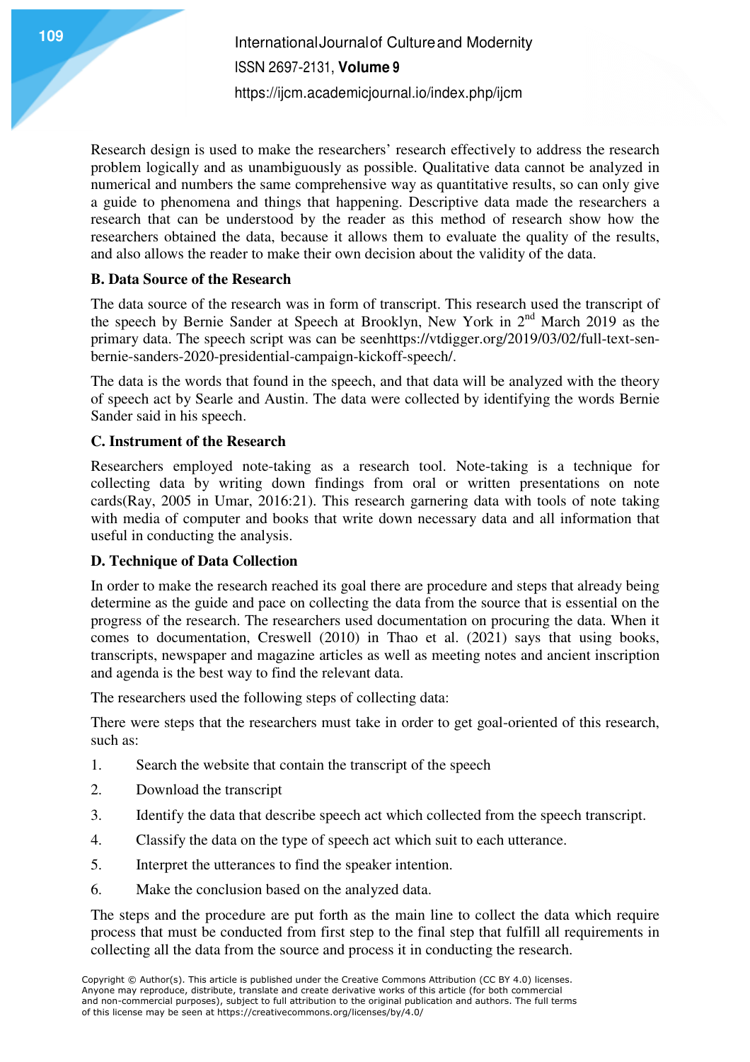Research design is used to make the researchers' research effectively to address the research problem logically and as unambiguously as possible. Qualitative data cannot be analyzed in numerical and numbers the same comprehensive way as quantitative results, so can only give a guide to phenomena and things that happening. Descriptive data made the researchers a research that can be understood by the reader as this method of research show how the researchers obtained the data, because it allows them to evaluate the quality of the results, and also allows the reader to make their own decision about the validity of the data.

### B. Data Source of the Research

The data source of the research was in form of transcript. This research used the transcript of the speech by Bernie Sander at Speech at Brooklyn, New York in 2nd March 2019 as the primary data. The speech script was can be seenhttps://vtdigger.org/2019/03/02/full-text-sen-bernie-sanders-2020-presidential-campaign-kickoff-speech/.

The data is the words that found in the speech, and that data will be analyzed with the theory of speech act by Searle and Austin. The data were collected by identifying the words Bernie Sander said in his speech.

### C. Instrument of the Research

Researchers employed note-taking as a research tool. Note-taking is a technique for collecting data by writing down findings from oral or written presentations on note cards(Ray, 2005 in Umar, 2016:21). This research garnering data with tools of note taking with media of computer and books that write down necessary data and all information that useful in conducting the analysis.

### D. Technique of Data Collection

In order to make the research reached its goal there are procedure and steps that already being determine as the guide and pace on collecting the data from the source that is essential on the progress of the research. The researchers used documentation on procuring the data. When it comes to documentation, Creswell (2010) in Thao et al. (2021) says that using books, transcripts, newspaper and magazine articles as well as meeting notes and ancient inscription and agenda is the best way to find the relevant data.

The researchers used the following steps of collecting data:

There were steps that the researchers must take in order to get goal-oriented of this research, such as:

1. Search the website that contain the transcript of the speech
2. Download the transcript
3. Identify the data that describe speech act which collected from the speech transcript.
4. Classify the data on the type of speech act which suit to each utterance.
5. Interpret the utterances to find the speaker intention.
6. Make the conclusion based on the analyzed data.

The steps and the procedure are put forth as the main line to collect the data which require process that must be conducted from first step to the final step that fulfill all requirements in collecting all the data from the source and process it in conducting the research.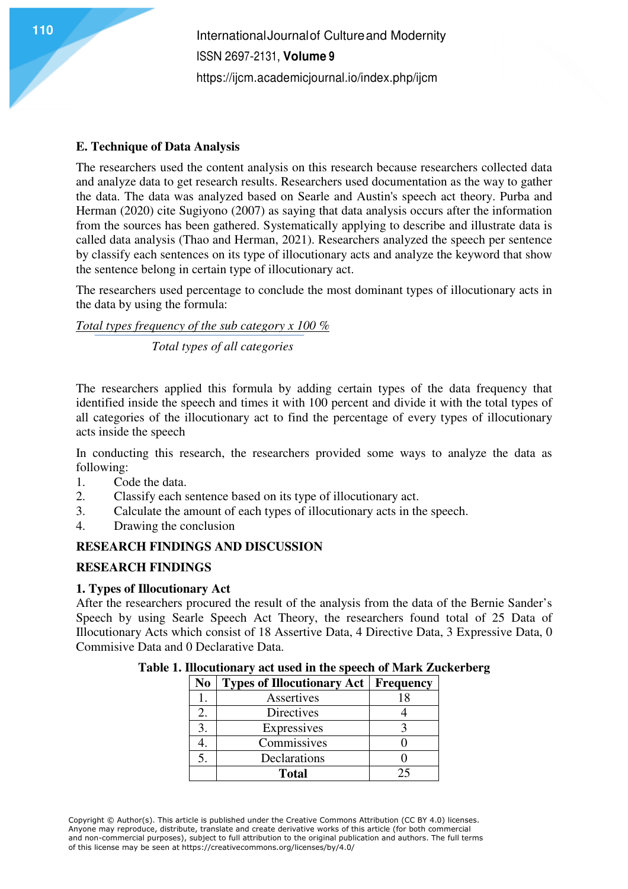## E. Technique of Data Analysis

The researchers used the content analysis on this research because researchers collected data and analyze data to get research results. Researchers used documentation as the way to gather the data. The data was analyzed based on Searle and Austin's speech act theory. Purba and Herman (2020) cite Sugiyono (2007) as saying that data analysis occurs after the information from the sources has been gathered. Systematically applying to describe and illustrate data is called data analysis (Thao and Herman, 2021). Researchers analyzed the speech per sentence by classify each sentences on its type of illocutionary acts and analyze the keyword that show the sentence belong in certain type of illocutionary act.

The researchers used percentage to conclude the most dominant types of illocutionary acts in the data by using the formula:

$$\frac{\textit{Total types frequency of the sub category x 100 \%}}{\textit{Total types of all categories}}$$

The researchers applied this formula by adding certain types of the data frequency that identified inside the speech and times it with 100 percent and divide it with the total types of all categories of the illocutionary act to find the percentage of every types of illocutionary acts inside the speech

In conducting this research, the researchers provided some ways to analyze the data as following:

1. Code the data.
2. Classify each sentence based on its type of illocutionary act.
3. Calculate the amount of each types of illocutionary acts in the speech.
4. Drawing the conclusion

## RESEARCH FINDINGS AND DISCUSSION

## RESEARCH FINDINGS

### 1. Types of Illocutionary Act

After the researchers procured the result of the analysis from the data of the Bernie Sander's Speech by using Searle Speech Act Theory, the researchers found total of 25 Data of Illocutionary Acts which consist of 18 Assertive Data, 4 Directive Data, 3 Expressive Data, 0 Commisive Data and 0 Declarative Data.

**Table 1. Illocutionary act used in the speech of Mark Zuckerberg**

| No | Types of Illocutionary Act | Frequency |
|---|---|---|
| 1. | Assertives | 18 |
| 2. | Directives | 4 |
| 3. | Expressives | 3 |
| 4. | Commissives | 0 |
| 5. | Declarations | 0 |
| | **Total** | 25 |

Copyright © Author(s). This article is published under the Creative Commons Attribution (CC BY 4.0) licenses. Anyone may reproduce, distribute, translate and create derivative works of this article (for both commercial and non-commercial purposes), subject to full attribution to the original publication and authors. The full terms of this license may be seen at https://creativecommons.org/licenses/by/4.0/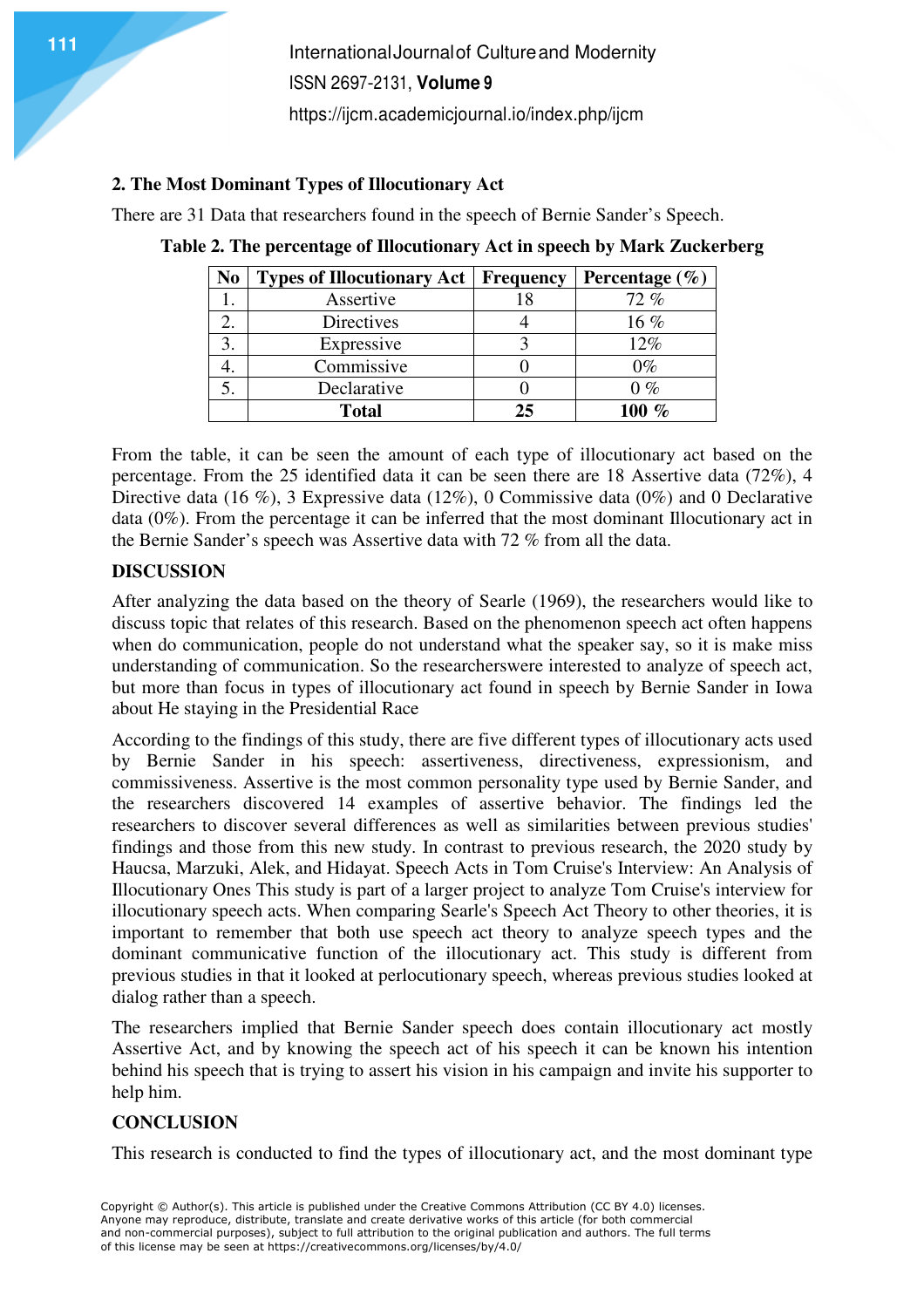**2. The Most Dominant Types of Illocutionary Act**

There are 31 Data that researchers found in the speech of Bernie Sander's Speech.

**Table 2. The percentage of Illocutionary Act in speech by Mark Zuckerberg**

| No | Types of Illocutionary Act | Frequency | Percentage (%) |
|---|---|---|---|
| 1. | Assertive | 18 | 72 % |
| 2. | Directives | 4 | 16 % |
| 3. | Expressive | 3 | 12% |
| 4. | Commissive | 0 | 0% |
| 5. | Declarative | 0 | 0 % |
| | **Total** | **25** | **100 %** |

From the table, it can be seen the amount of each type of illocutionary act based on the percentage. From the 25 identified data it can be seen there are 18 Assertive data (72%), 4 Directive data (16 %), 3 Expressive data (12%), 0 Commissive data (0%) and 0 Declarative data (0%). From the percentage it can be inferred that the most dominant Illocutionary act in the Bernie Sander's speech was Assertive data with 72 % from all the data.

## DISCUSSION

After analyzing the data based on the theory of Searle (1969), the researchers would like to discuss topic that relates of this research. Based on the phenomenon speech act often happens when do communication, people do not understand what the speaker say, so it is make miss understanding of communication. So the researcherswere interested to analyze of speech act, but more than focus in types of illocutionary act found in speech by Bernie Sander in Iowa about He staying in the Presidential Race

According to the findings of this study, there are five different types of illocutionary acts used by Bernie Sander in his speech: assertiveness, directiveness, expressionism, and commissiveness. Assertive is the most common personality type used by Bernie Sander, and the researchers discovered 14 examples of assertive behavior. The findings led the researchers to discover several differences as well as similarities between previous studies' findings and those from this new study. In contrast to previous research, the 2020 study by Haucsa, Marzuki, Alek, and Hidayat. Speech Acts in Tom Cruise's Interview: An Analysis of Illocutionary Ones This study is part of a larger project to analyze Tom Cruise's interview for illocutionary speech acts. When comparing Searle's Speech Act Theory to other theories, it is important to remember that both use speech act theory to analyze speech types and the dominant communicative function of the illocutionary act. This study is different from previous studies in that it looked at perlocutionary speech, whereas previous studies looked at dialog rather than a speech.

The researchers implied that Bernie Sander speech does contain illocutionary act mostly Assertive Act, and by knowing the speech act of his speech it can be known his intention behind his speech that is trying to assert his vision in his campaign and invite his supporter to help him.

## CONCLUSION

This research is conducted to find the types of illocutionary act, and the most dominant type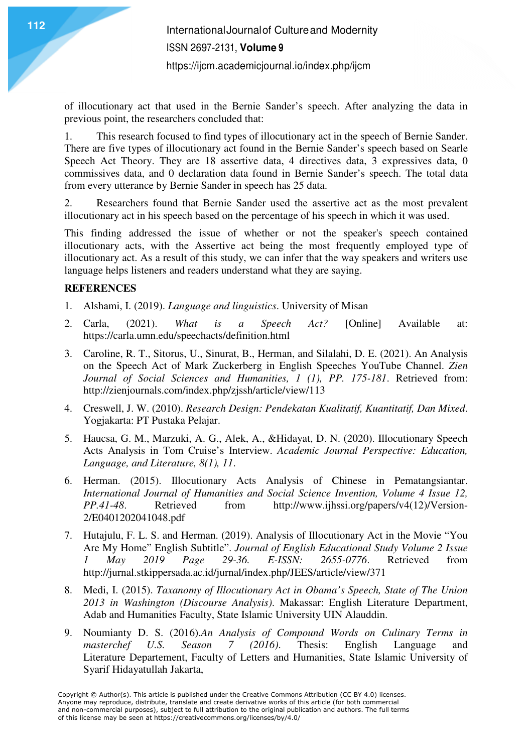of illocutionary act that used in the Bernie Sander's speech. After analyzing the data in previous point, the researchers concluded that:

1. This research focused to find types of illocutionary act in the speech of Bernie Sander. There are five types of illocutionary act found in the Bernie Sander's speech based on Searle Speech Act Theory. They are 18 assertive data, 4 directives data, 3 expressives data, 0 commissives data, and 0 declaration data found in Bernie Sander's speech. The total data from every utterance by Bernie Sander in speech has 25 data.

2. Researchers found that Bernie Sander used the assertive act as the most prevalent illocutionary act in his speech based on the percentage of his speech in which it was used.

This finding addressed the issue of whether or not the speaker's speech contained illocutionary acts, with the Assertive act being the most frequently employed type of illocutionary act. As a result of this study, we can infer that the way speakers and writers use language helps listeners and readers understand what they are saying.

## REFERENCES

1. Alshami, I. (2019). *Language and linguistics*. University of Misan
2. Carla, (2021). *What is a Speech Act?* [Online] Available at: https://carla.umn.edu/speechacts/definition.html
3. Caroline, R. T., Sitorus, U., Sinurat, B., Herman, and Silalahi, D. E. (2021). An Analysis on the Speech Act of Mark Zuckerberg in English Speeches YouTube Channel. *Zien Journal of Social Sciences and Humanities, 1 (1), PP. 175-181*. Retrieved from: http://zienjournals.com/index.php/zjssh/article/view/113
4. Creswell, J. W. (2010). *Research Design: Pendekatan Kualitatif, Kuantitatif, Dan Mixed*. Yogjakarta: PT Pustaka Pelajar.
5. Haucsa, G. M., Marzuki, A. G., Alek, A., &Hidayat, D. N. (2020). Illocutionary Speech Acts Analysis in Tom Cruise's Interview. *Academic Journal Perspective: Education, Language, and Literature, 8(1), 11*.
6. Herman. (2015). Illocutionary Acts Analysis of Chinese in Pematangsiantar. *International Journal of Humanities and Social Science Invention, Volume 4 Issue 12, PP.41-48*. Retrieved from http://www.ijhssi.org/papers/v4(12)/Version-2/E0401202041048.pdf
7. Hutajulu, F. L. S. and Herman. (2019). Analysis of Illocutionary Act in the Movie "You Are My Home" English Subtitle". *Journal of English Educational Study Volume 2 Issue 1 May 2019 Page 29-36. E-ISSN: 2655-0776*. Retrieved from http://jurnal.stkippersada.ac.id/jurnal/index.php/JEES/article/view/371
8. Medi, I. (2015). *Taxanomy of Illocutionary Act in Obama's Speech, State of The Union 2013 in Washington (Discourse Analysis)*. Makassar: English Literature Department, Adab and Humanities Faculty, State Islamic University UIN Alauddin.
9. Noumianty D. S. (2016).*An Analysis of Compound Words on Culinary Terms in masterchef U.S. Season 7 (2016)*. Thesis: English Language and Literature Departement, Faculty of Letters and Humanities, State Islamic University of Syarif Hidayatullah Jakarta,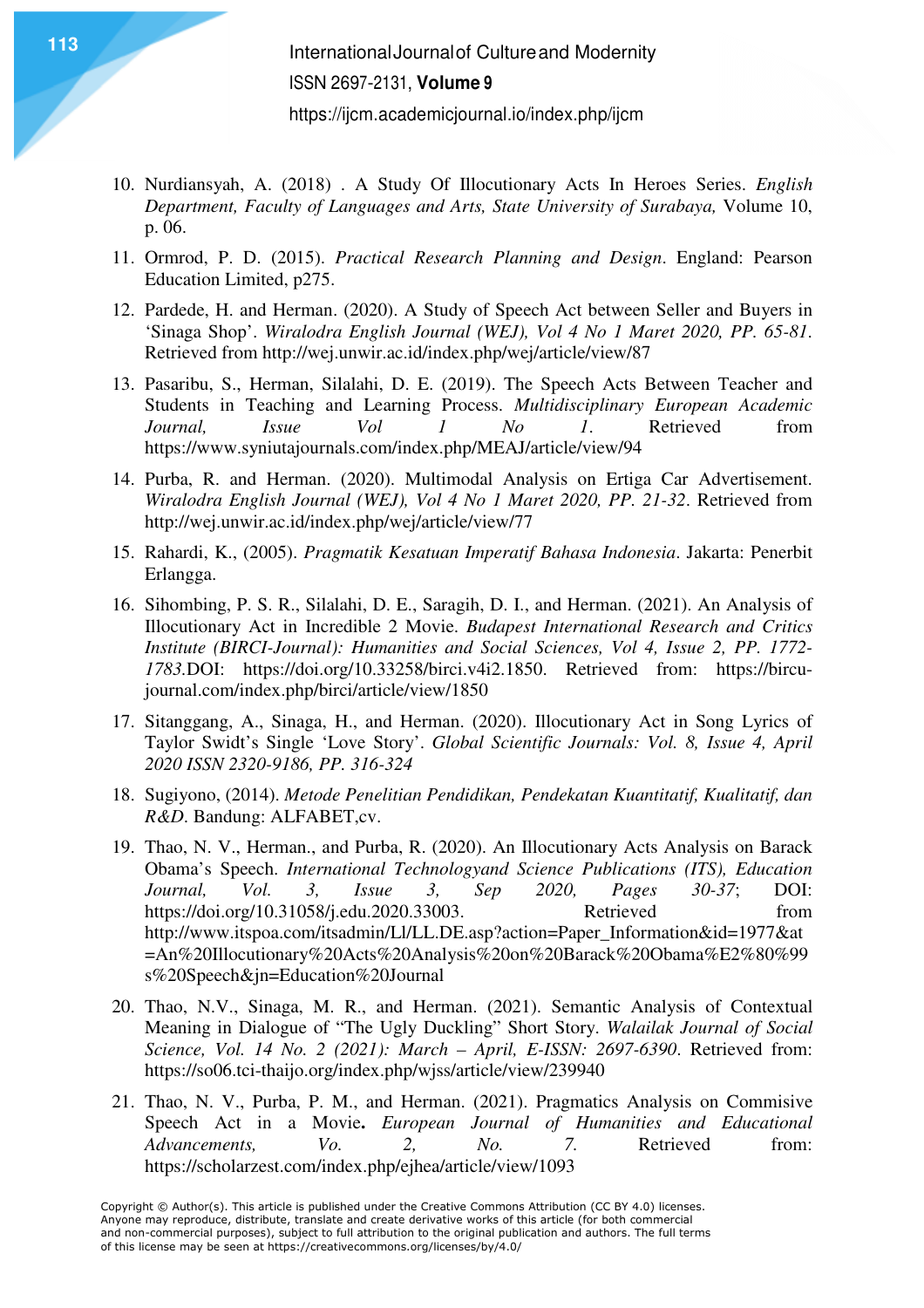10. Nurdiansyah, A. (2018) . A Study Of Illocutionary Acts In Heroes Series. *English Department, Faculty of Languages and Arts, State University of Surabaya,* Volume 10, p. 06.
11. Ormrod, P. D. (2015). *Practical Research Planning and Design*. England: Pearson Education Limited, p275.
12. Pardede, H. and Herman. (2020). A Study of Speech Act between Seller and Buyers in 'Sinaga Shop'. *Wiralodra English Journal (WEJ), Vol 4 No 1 Maret 2020, PP. 65-81*. Retrieved from http://wej.unwir.ac.id/index.php/wej/article/view/87
13. Pasaribu, S., Herman, Silalahi, D. E. (2019). The Speech Acts Between Teacher and Students in Teaching and Learning Process. *Multidisciplinary European Academic Journal, Issue Vol 1 No 1*. Retrieved from https://www.syniutajournals.com/index.php/MEAJ/article/view/94
14. Purba, R. and Herman. (2020). Multimodal Analysis on Ertiga Car Advertisement. *Wiralodra English Journal (WEJ), Vol 4 No 1 Maret 2020, PP. 21-32*. Retrieved from http://wej.unwir.ac.id/index.php/wej/article/view/77
15. Rahardi, K., (2005). *Pragmatik Kesatuan Imperatif Bahasa Indonesia*. Jakarta: Penerbit Erlangga.
16. Sihombing, P. S. R., Silalahi, D. E., Saragih, D. I., and Herman. (2021). An Analysis of Illocutionary Act in Incredible 2 Movie. *Budapest International Research and Critics Institute (BIRCI-Journal): Humanities and Social Sciences, Vol 4, Issue 2, PP. 1772-1783.*DOI: https://doi.org/10.33258/birci.v4i2.1850. Retrieved from: https://bircu-journal.com/index.php/birci/article/view/1850
17. Sitanggang, A., Sinaga, H., and Herman. (2020). Illocutionary Act in Song Lyrics of Taylor Swidt's Single 'Love Story'. *Global Scientific Journals: Vol. 8, Issue 4, April 2020 ISSN 2320-9186, PP. 316-324*
18. Sugiyono, (2014). *Metode Penelitian Pendidikan, Pendekatan Kuantitatif, Kualitatif, dan R&D*. Bandung: ALFABET,cv.
19. Thao, N. V., Herman., and Purba, R. (2020). An Illocutionary Acts Analysis on Barack Obama's Speech. *International Technologyand Science Publications (ITS), Education Journal, Vol. 3, Issue 3, Sep 2020, Pages 30-37*; DOI: https://doi.org/10.31058/j.edu.2020.33003. Retrieved from http://www.itspoa.com/itsadmin/Ll/LL.DE.asp?action=Paper_Information&id=1977&at=An%20Illocutionary%20Acts%20Analysis%20on%20Barack%20Obama%E2%80%99s%20Speech&jn=Education%20Journal
20. Thao, N.V., Sinaga, M. R., and Herman. (2021). Semantic Analysis of Contextual Meaning in Dialogue of "The Ugly Duckling" Short Story. *Walailak Journal of Social Science, Vol. 14 No. 2 (2021): March – April, E-ISSN: 2697-6390*. Retrieved from: https://so06.tci-thaijo.org/index.php/wjss/article/view/239940
21. Thao, N. V., Purba, P. M., and Herman. (2021). Pragmatics Analysis on Commisive Speech Act in a Movie**.** *European Journal of Humanities and Educational Advancements, Vo. 2, No. 7.* Retrieved from: https://scholarzest.com/index.php/ejhea/article/view/1093

Copyright © Author(s). This article is published under the Creative Commons Attribution (CC BY 4.0) licenses. Anyone may reproduce, distribute, translate and create derivative works of this article (for both commercial and non-commercial purposes), subject to full attribution to the original publication and authors. The full terms of this license may be seen at https://creativecommons.org/licenses/by/4.0/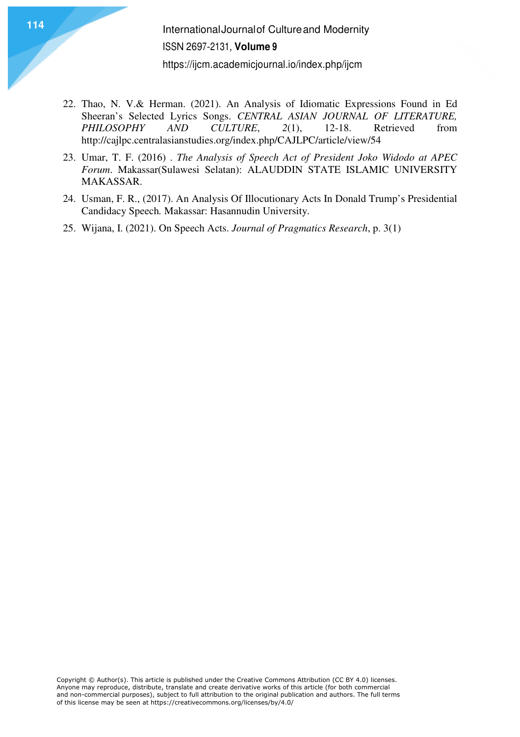22. Thao, N. V.& Herman. (2021). An Analysis of Idiomatic Expressions Found in Ed Sheeran's Selected Lyrics Songs. *CENTRAL ASIAN JOURNAL OF LITERATURE, PHILOSOPHY AND CULTURE*, *2*(1), 12-18. Retrieved from http://cajlpc.centralasianstudies.org/index.php/CAJLPC/article/view/54

23. Umar, T. F. (2016) . *The Analysis of Speech Act of President Joko Widodo at APEC Forum*. Makassar(Sulawesi Selatan): ALAUDDIN STATE ISLAMIC UNIVERSITY MAKASSAR.

24. Usman, F. R., (2017). An Analysis Of Illocutionary Acts In Donald Trump's Presidential Candidacy Speech*.* Makassar: Hasannudin University.

25. Wijana, I. (2021). On Speech Acts. *Journal of Pragmatics Research*, p. 3(1)

Copyright © Author(s). This article is published under the Creative Commons Attribution (CC BY 4.0) licenses. Anyone may reproduce, distribute, translate and create derivative works of this article (for both commercial and non-commercial purposes), subject to full attribution to the original publication and authors. The full terms of this license may be seen at https://creativecommons.org/licenses/by/4.0/